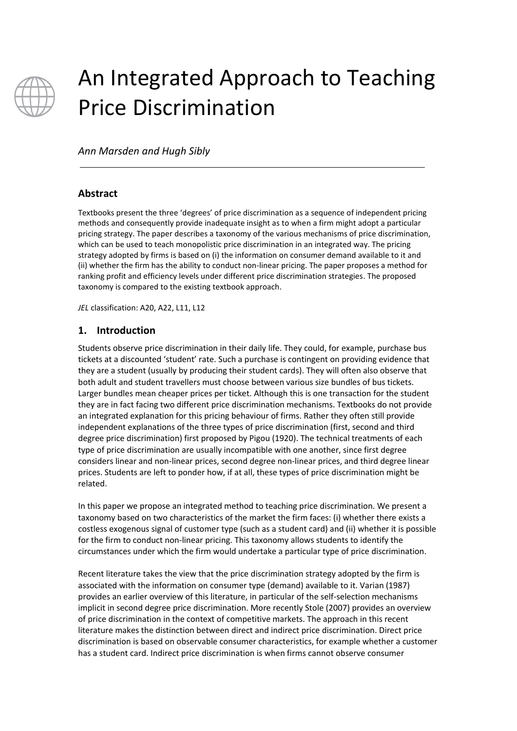# An Integrated Approach to Teaching Price Discrimination

*Ann Marsden and Hugh Sibly*

## Abstract

Textbooks present the three 'degrees' of price discrimination as a sequence of independent pricing methods and consequently provide inadequate insight as to when a firm might adopt a particular pricing strategy. The paper describes a taxonomy of the various mechanisms of price discrimination, which can be used to teach monopolistic price discrimination in an integrated way. The pricing strategy adopted by firms is based on (i) the information on consumer demand available to it and (ii) whether the firm has the ability to conduct non-linear pricing. The paper proposes a method for ranking profit and efficiency levels under different price discrimination strategies. The proposed taxonomy is compared to the existing textbook approach.

*JEL* classification: A20, A22, L11, L12

## 1. Introduction

Students observe price discrimination in their daily life. They could, for example, purchase bus tickets at a discounted 'student' rate. Such a purchase is contingent on providing evidence that they are a student (usually by producing their student cards). They will often also observe that both adult and student travellers must choose between various size bundles of bus tickets. Larger bundles mean cheaper prices per ticket. Although this is one transaction for the student they are in fact facing two different price discrimination mechanisms. Textbooks do not provide an integrated explanation for this pricing behaviour of firms. Rather they often still provide independent explanations of the three types of price discrimination (first, second and third degree price discrimination) first proposed by Pigou (1920). The technical treatments of each type of price discrimination are usually incompatible with one another, since first degree considers linear and non-linear prices, second degree non-linear prices, and third degree linear prices. Students are left to ponder how, if at all, these types of price discrimination might be related.

In this paper we propose an integrated method to teaching price discrimination. We present a taxonomy based on two characteristics of the market the firm faces: (i) whether there exists a costless exogenous signal of customer type (such as a student card) and (ii) whether it is possible for the firm to conduct non-linear pricing. This taxonomy allows students to identify the circumstances under which the firm would undertake a particular type of price discrimination.

Recent literature takes the view that the price discrimination strategy adopted by the firm is associated with the information on consumer type (demand) available to it. Varian (1987) provides an earlier overview of this literature, in particular of the self-selection mechanisms implicit in second degree price discrimination. More recently Stole (2007) provides an overview of price discrimination in the context of competitive markets. The approach in this recent literature makes the distinction between direct and indirect price discrimination. Direct price discrimination is based on observable consumer characteristics, for example whether a customer has a student card. Indirect price discrimination is when firms cannot observe consumer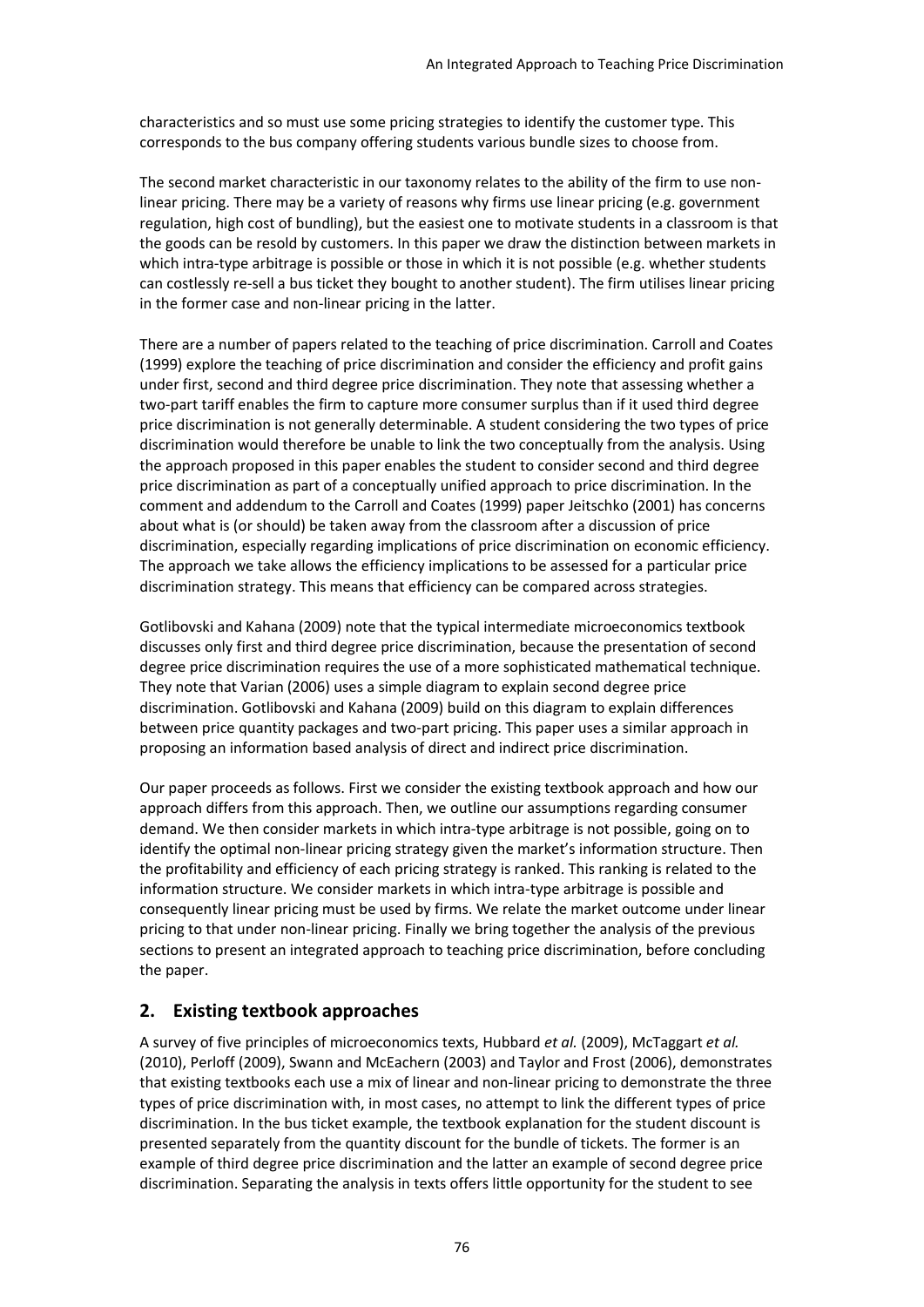characteristics and so must use some pricing strategies to identify the customer type. This corresponds to the bus company offering students various bundle sizes to choose from.

The second market characteristic in our taxonomy relates to the ability of the firm to use non-linear pricing. There may be a variety of reasons why firms use linear pricing (e.g. government regulation, high cost of bundling), but the easiest one to motivate students in a classroom is that the goods can be resold by customers. In this paper we draw the distinction between markets in which intra-type arbitrage is possible or those in which it is not possible (e.g. whether students can costlessly re-sell a bus ticket they bought to another student). The firm utilises linear pricing in the former case and non-linear pricing in the latter.

There are a number of papers related to the teaching of price discrimination. Carroll and Coates (1999) explore the teaching of price discrimination and consider the efficiency and profit gains under first, second and third degree price discrimination. They note that assessing whether a two-part tariff enables the firm to capture more consumer surplus than if it used third degree price discrimination is not generally determinable. A student considering the two types of price discrimination would therefore be unable to link the two conceptually from the analysis. Using the approach proposed in this paper enables the student to consider second and third degree price discrimination as part of a conceptually unified approach to price discrimination. In the comment and addendum to the Carroll and Coates (1999) paper Jeitschko (2001) has concerns about what is (or should) be taken away from the classroom after a discussion of price discrimination, especially regarding implications of price discrimination on economic efficiency. The approach we take allows the efficiency implications to be assessed for a particular price discrimination strategy. This means that efficiency can be compared across strategies.

Gotlibovski and Kahana (2009) note that the typical intermediate microeconomics textbook discusses only first and third degree price discrimination, because the presentation of second degree price discrimination requires the use of a more sophisticated mathematical technique. They note that Varian (2006) uses a simple diagram to explain second degree price discrimination. Gotlibovski and Kahana (2009) build on this diagram to explain differences between price quantity packages and two-part pricing. This paper uses a similar approach in proposing an information based analysis of direct and indirect price discrimination.

Our paper proceeds as follows. First we consider the existing textbook approach and how our approach differs from this approach. Then, we outline our assumptions regarding consumer demand. We then consider markets in which intra-type arbitrage is not possible, going on to identify the optimal non-linear pricing strategy given the market's information structure. Then the profitability and efficiency of each pricing strategy is ranked. This ranking is related to the information structure. We consider markets in which intra-type arbitrage is possible and consequently linear pricing must be used by firms. We relate the market outcome under linear pricing to that under non-linear pricing. Finally we bring together the analysis of the previous sections to present an integrated approach to teaching price discrimination, before concluding the paper.

## 2. Existing textbook approaches

A survey of five principles of microeconomics texts, Hubbard *et al.* (2009), McTaggart *et al.* (2010), Perloff (2009), Swann and McEachern (2003) and Taylor and Frost (2006), demonstrates that existing textbooks each use a mix of linear and non-linear pricing to demonstrate the three types of price discrimination with, in most cases, no attempt to link the different types of price discrimination. In the bus ticket example, the textbook explanation for the student discount is presented separately from the quantity discount for the bundle of tickets. The former is an example of third degree price discrimination and the latter an example of second degree price discrimination. Separating the analysis in texts offers little opportunity for the student to see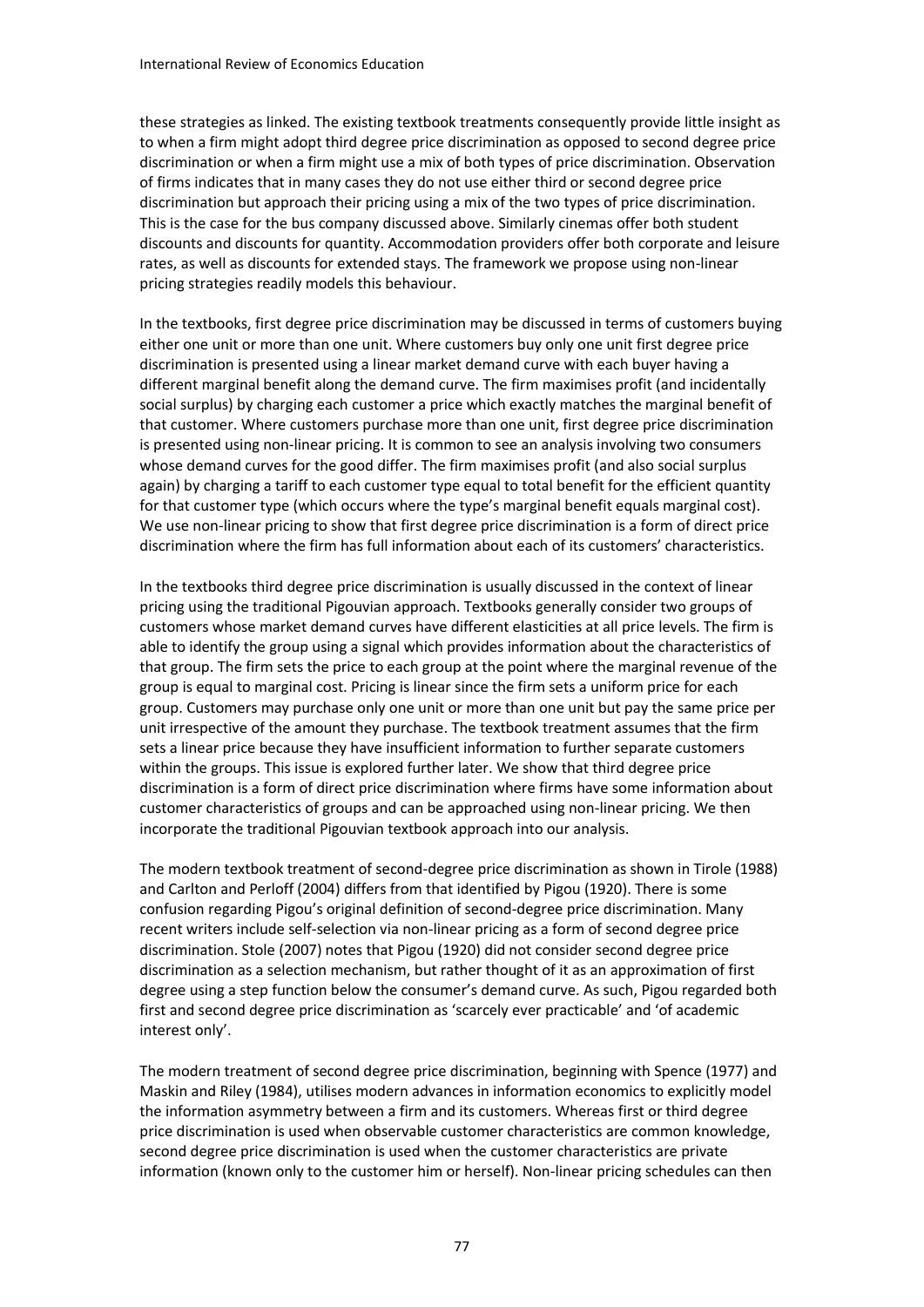these strategies as linked. The existing textbook treatments consequently provide little insight as to when a firm might adopt third degree price discrimination as opposed to second degree price discrimination or when a firm might use a mix of both types of price discrimination. Observation of firms indicates that in many cases they do not use either third or second degree price discrimination but approach their pricing using a mix of the two types of price discrimination. This is the case for the bus company discussed above. Similarly cinemas offer both student discounts and discounts for quantity. Accommodation providers offer both corporate and leisure rates, as well as discounts for extended stays. The framework we propose using non-linear pricing strategies readily models this behaviour.

In the textbooks, first degree price discrimination may be discussed in terms of customers buying either one unit or more than one unit. Where customers buy only one unit first degree price discrimination is presented using a linear market demand curve with each buyer having a different marginal benefit along the demand curve. The firm maximises profit (and incidentally social surplus) by charging each customer a price which exactly matches the marginal benefit of that customer. Where customers purchase more than one unit, first degree price discrimination is presented using non-linear pricing. It is common to see an analysis involving two consumers whose demand curves for the good differ. The firm maximises profit (and also social surplus again) by charging a tariff to each customer type equal to total benefit for the efficient quantity for that customer type (which occurs where the type's marginal benefit equals marginal cost). We use non-linear pricing to show that first degree price discrimination is a form of direct price discrimination where the firm has full information about each of its customers' characteristics.

In the textbooks third degree price discrimination is usually discussed in the context of linear pricing using the traditional Pigouvian approach. Textbooks generally consider two groups of customers whose market demand curves have different elasticities at all price levels. The firm is able to identify the group using a signal which provides information about the characteristics of that group. The firm sets the price to each group at the point where the marginal revenue of the group is equal to marginal cost. Pricing is linear since the firm sets a uniform price for each group. Customers may purchase only one unit or more than one unit but pay the same price per unit irrespective of the amount they purchase. The textbook treatment assumes that the firm sets a linear price because they have insufficient information to further separate customers within the groups. This issue is explored further later. We show that third degree price discrimination is a form of direct price discrimination where firms have some information about customer characteristics of groups and can be approached using non-linear pricing. We then incorporate the traditional Pigouvian textbook approach into our analysis.

The modern textbook treatment of second-degree price discrimination as shown in Tirole (1988) and Carlton and Perloff (2004) differs from that identified by Pigou (1920). There is some confusion regarding Pigou's original definition of second-degree price discrimination. Many recent writers include self-selection via non-linear pricing as a form of second degree price discrimination. Stole (2007) notes that Pigou (1920) did not consider second degree price discrimination as a selection mechanism, but rather thought of it as an approximation of first degree using a step function below the consumer's demand curve. As such, Pigou regarded both first and second degree price discrimination as 'scarcely ever practicable' and 'of academic interest only'.

The modern treatment of second degree price discrimination, beginning with Spence (1977) and Maskin and Riley (1984), utilises modern advances in information economics to explicitly model the information asymmetry between a firm and its customers. Whereas first or third degree price discrimination is used when observable customer characteristics are common knowledge, second degree price discrimination is used when the customer characteristics are private information (known only to the customer him or herself). Non-linear pricing schedules can then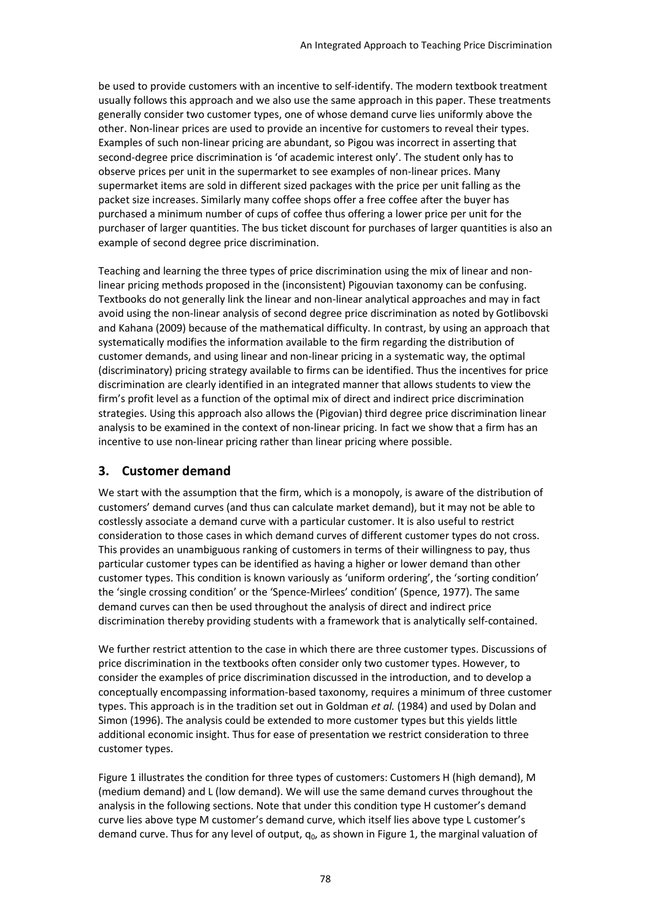be used to provide customers with an incentive to self-identify. The modern textbook treatment usually follows this approach and we also use the same approach in this paper. These treatments generally consider two customer types, one of whose demand curve lies uniformly above the other. Non-linear prices are used to provide an incentive for customers to reveal their types. Examples of such non-linear pricing are abundant, so Pigou was incorrect in asserting that second-degree price discrimination is 'of academic interest only'. The student only has to observe prices per unit in the supermarket to see examples of non-linear prices. Many supermarket items are sold in different sized packages with the price per unit falling as the packet size increases. Similarly many coffee shops offer a free coffee after the buyer has purchased a minimum number of cups of coffee thus offering a lower price per unit for the purchaser of larger quantities. The bus ticket discount for purchases of larger quantities is also an example of second degree price discrimination.

Teaching and learning the three types of price discrimination using the mix of linear and non-linear pricing methods proposed in the (inconsistent) Pigouvian taxonomy can be confusing. Textbooks do not generally link the linear and non-linear analytical approaches and may in fact avoid using the non-linear analysis of second degree price discrimination as noted by Gotlibovski and Kahana (2009) because of the mathematical difficulty. In contrast, by using an approach that systematically modifies the information available to the firm regarding the distribution of customer demands, and using linear and non-linear pricing in a systematic way, the optimal (discriminatory) pricing strategy available to firms can be identified. Thus the incentives for price discrimination are clearly identified in an integrated manner that allows students to view the firm's profit level as a function of the optimal mix of direct and indirect price discrimination strategies. Using this approach also allows the (Pigovian) third degree price discrimination linear analysis to be examined in the context of non-linear pricing. In fact we show that a firm has an incentive to use non-linear pricing rather than linear pricing where possible.

## 3. Customer demand

We start with the assumption that the firm, which is a monopoly, is aware of the distribution of customers' demand curves (and thus can calculate market demand), but it may not be able to costlessly associate a demand curve with a particular customer. It is also useful to restrict consideration to those cases in which demand curves of different customer types do not cross. This provides an unambiguous ranking of customers in terms of their willingness to pay, thus particular customer types can be identified as having a higher or lower demand than other customer types. This condition is known variously as 'uniform ordering', the 'sorting condition' the 'single crossing condition' or the 'Spence-Mirlees' condition' (Spence, 1977). The same demand curves can then be used throughout the analysis of direct and indirect price discrimination thereby providing students with a framework that is analytically self-contained.

We further restrict attention to the case in which there are three customer types. Discussions of price discrimination in the textbooks often consider only two customer types. However, to consider the examples of price discrimination discussed in the introduction, and to develop a conceptually encompassing information-based taxonomy, requires a minimum of three customer types. This approach is in the tradition set out in Goldman *et al.* (1984) and used by Dolan and Simon (1996). The analysis could be extended to more customer types but this yields little additional economic insight. Thus for ease of presentation we restrict consideration to three customer types.

Figure 1 illustrates the condition for three types of customers: Customers H (high demand), M (medium demand) and L (low demand). We will use the same demand curves throughout the analysis in the following sections. Note that under this condition type H customer's demand curve lies above type M customer's demand curve, which itself lies above type L customer's demand curve. Thus for any level of output, $q_0$, as shown in Figure 1, the marginal valuation of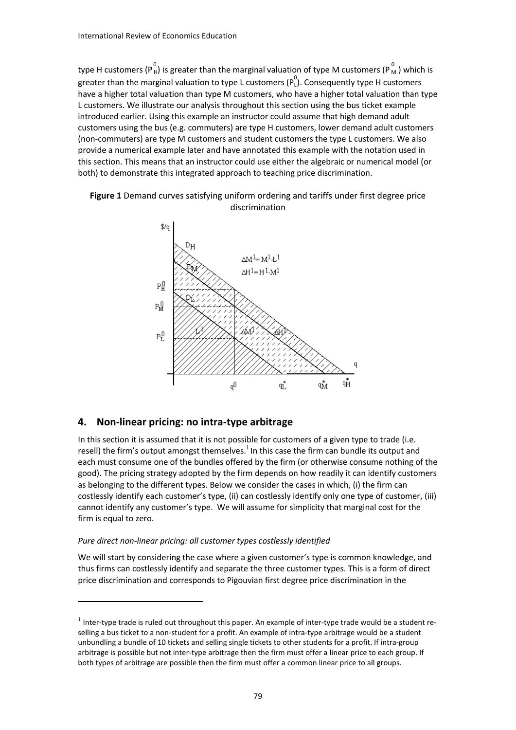type H customers ($P^0_H$) is greater than the marginal valuation of type M customers ($P^0_M$) which is greater than the marginal valuation to type L customers ($P^0_L$). Consequently type H customers have a higher total valuation than type M customers, who have a higher total valuation than type L customers. We illustrate our analysis throughout this section using the bus ticket example introduced earlier. Using this example an instructor could assume that high demand adult customers using the bus (e.g. commuters) are type H customers, lower demand adult customers (non-commuters) are type M customers and student customers the type L customers. We also provide a numerical example later and have annotated this example with the notation used in this section. This means that an instructor could use either the algebraic or numerical model (or both) to demonstrate this integrated approach to teaching price discrimination.

**Figure 1** Demand curves satisfying uniform ordering and tariffs under first degree price discrimination

## 4. Non-linear pricing: no intra-type arbitrage

In this section it is assumed that it is not possible for customers of a given type to trade (i.e. resell) the firm's output amongst themselves.[1] In this case the firm can bundle its output and each must consume one of the bundles offered by the firm (or otherwise consume nothing of the good). The pricing strategy adopted by the firm depends on how readily it can identify customers as belonging to the different types. Below we consider the cases in which, (i) the firm can costlessly identify each customer's type, (ii) can costlessly identify only one type of customer, (iii) cannot identify any customer's type. We will assume for simplicity that marginal cost for the firm is equal to zero.

*Pure direct non-linear pricing: all customer types costlessly identified*

We will start by considering the case where a given customer's type is common knowledge, and thus firms can costlessly identify and separate the three customer types. This is a form of direct price discrimination and corresponds to Pigouvian first degree price discrimination in the

[1] Inter-type trade is ruled out throughout this paper. An example of inter-type trade would be a student re-selling a bus ticket to a non-student for a profit. An example of intra-type arbitrage would be a student unbundling a bundle of 10 tickets and selling single tickets to other students for a profit. If intra-group arbitrage is possible but not inter-type arbitrage then the firm must offer a linear price to each group. If both types of arbitrage are possible then the firm must offer a common linear price to all groups.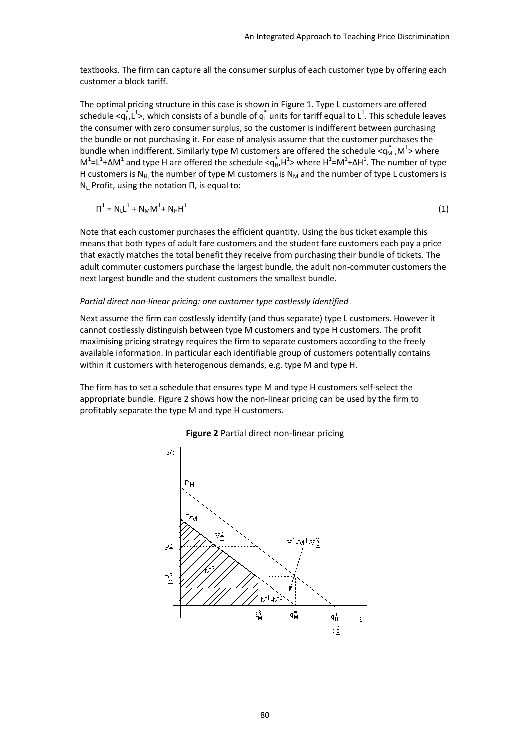textbooks. The firm can capture all the consumer surplus of each customer type by offering each customer a block tariff.

The optimal pricing structure in this case is shown in Figure 1. Type L customers are offered schedule $<q_L^*, L^1>$, which consists of a bundle of $q_L^*$ units for tariff equal to $L^1$. This schedule leaves the consumer with zero consumer surplus, so the customer is indifferent between purchasing the bundle or not purchasing it. For ease of analysis assume that the customer purchases the bundle when indifferent. Similarly type M customers are offered the schedule $<q_M^*, M^1>$ where $M^1 = L^1 + \Delta M^1$ and type H are offered the schedule $<q_H^*, H^1>$ where $H^1 = M^1 + \Delta H^1$. The number of type H customers is $N_H$, the number of type M customers is $N_M$ and the number of type L customers is $N_L$. Profit, using the notation Π, is equal to:

$$\Pi^1 = N_L L^1 + N_M M^1 + N_H H^1 \tag{1}$$

Note that each customer purchases the efficient quantity. Using the bus ticket example this means that both types of adult fare customers and the student fare customers each pay a price that exactly matches the total benefit they receive from purchasing their bundle of tickets. The adult commuter customers purchase the largest bundle, the adult non-commuter customers the next largest bundle and the student customers the smallest bundle.

*Partial direct non-linear pricing: one customer type costlessly identified*

Next assume the firm can costlessly identify (and thus separate) type L customers. However it cannot costlessly distinguish between type M customers and type H customers. The profit maximising pricing strategy requires the firm to separate customers according to the freely available information. In particular each identifiable group of customers potentially contains within it customers with heterogenous demands, e.g. type M and type H.

The firm has to set a schedule that ensures type M and type H customers self-select the appropriate bundle. Figure 2 shows how the non-linear pricing can be used by the firm to profitably separate the type M and type H customers.

**Figure 2** Partial direct non-linear pricing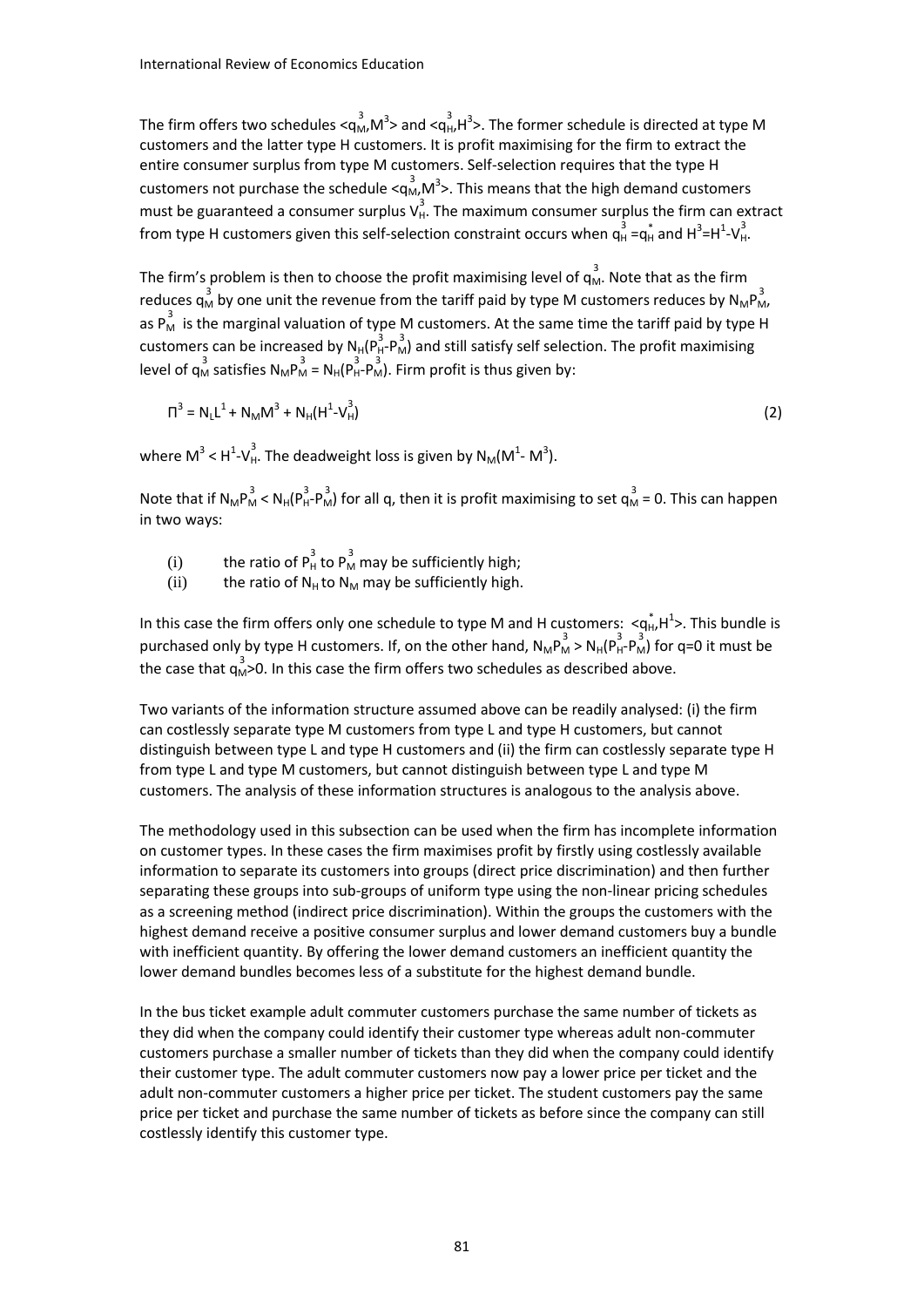The firm offers two schedules $<q_M^3, M^3>$ and $<q_H^3, H^3>$. The former schedule is directed at type M customers and the latter type H customers. It is profit maximising for the firm to extract the entire consumer surplus from type M customers. Self-selection requires that the type H customers not purchase the schedule $<q_M^3, M^3>$. This means that the high demand customers must be guaranteed a consumer surplus $V_H^3$. The maximum consumer surplus the firm can extract from type H customers given this self-selection constraint occurs when $q_H^3 = q_H^*$ and $H^3 = H^1 - V_H^3$.

The firm's problem is then to choose the profit maximising level of $q_M^3$. Note that as the firm reduces $q_M^3$ by one unit the revenue from the tariff paid by type M customers reduces by $N_M P_M^3$, as $P_M^3$ is the marginal valuation of type M customers. At the same time the tariff paid by type H customers can be increased by $N_H(P_H^3 - P_M^3)$ and still satisfy self selection. The profit maximising level of $q_M^3$ satisfies $N_M P_M^3 = N_H(P_H^3 - P_M^3)$. Firm profit is thus given by:

$$\Pi^3 = N_L L^1 + N_M M^3 + N_H (H^1 - V_H^3) \tag{2}$$

where $M^3 < H^1 - V_H^3$. The deadweight loss is given by $N_M(M^1 - M^3)$.

Note that if $N_M P_M^3 < N_H(P_H^3 - P_M^3)$ for all q, then it is profit maximising to set $q_M^3 = 0$. This can happen in two ways:

(i) the ratio of $P_H^3$ to $P_M^3$ may be sufficiently high;
(ii) the ratio of $N_H$ to $N_M$ may be sufficiently high.

In this case the firm offers only one schedule to type M and H customers: $<q_H^*, H^1>$. This bundle is purchased only by type H customers. If, on the other hand, $N_M P_M^3 > N_H(P_H^3 - P_M^3)$ for q=0 it must be the case that $q_M^3 > 0$. In this case the firm offers two schedules as described above.

Two variants of the information structure assumed above can be readily analysed: (i) the firm can costlessly separate type M customers from type L and type H customers, but cannot distinguish between type L and type H customers and (ii) the firm can costlessly separate type H from type L and type M customers, but cannot distinguish between type L and type M customers. The analysis of these information structures is analogous to the analysis above.

The methodology used in this subsection can be used when the firm has incomplete information on customer types. In these cases the firm maximises profit by firstly using costlessly available information to separate its customers into groups (direct price discrimination) and then further separating these groups into sub-groups of uniform type using the non-linear pricing schedules as a screening method (indirect price discrimination). Within the groups the customers with the highest demand receive a positive consumer surplus and lower demand customers buy a bundle with inefficient quantity. By offering the lower demand customers an inefficient quantity the lower demand bundles becomes less of a substitute for the highest demand bundle.

In the bus ticket example adult commuter customers purchase the same number of tickets as they did when the company could identify their customer type whereas adult non-commuter customers purchase a smaller number of tickets than they did when the company could identify their customer type. The adult commuter customers now pay a lower price per ticket and the adult non-commuter customers a higher price per ticket. The student customers pay the same price per ticket and purchase the same number of tickets as before since the company can still costlessly identify this customer type.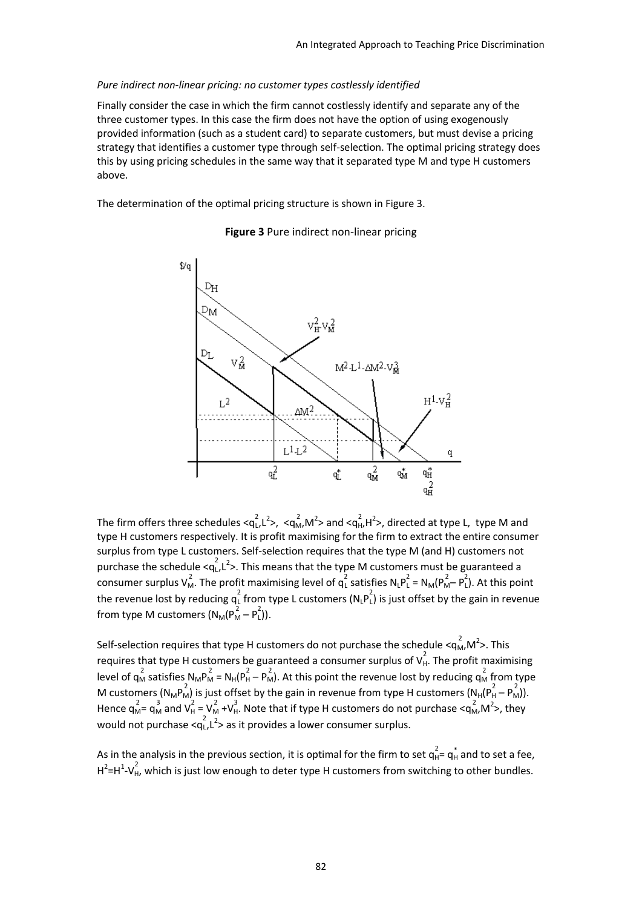*Pure indirect non-linear pricing: no customer types costlessly identified*

Finally consider the case in which the firm cannot costlessly identify and separate any of the three customer types. In this case the firm does not have the option of using exogenously provided information (such as a student card) to separate customers, but must devise a pricing strategy that identifies a customer type through self-selection. The optimal pricing strategy does this by using pricing schedules in the same way that it separated type M and type H customers above.

The determination of the optimal pricing structure is shown in Figure 3.

**Figure 3** Pure indirect non-linear pricing

The firm offers three schedules $<q_L^2, L^2>$, $<q_M^2, M^2>$ and $<q_H^2, H^2>$, directed at type L, type M and type H customers respectively. It is profit maximising for the firm to extract the entire consumer surplus from type L customers. Self-selection requires that the type M (and H) customers not purchase the schedule $<q_L^2, L^2>$. This means that the type M customers must be guaranteed a consumer surplus $V_M^2$. The profit maximising level of $q_L^2$ satisfies $N_L P_L^2 = N_M(P_M^2 - P_L^2)$. At this point the revenue lost by reducing $q_L^2$ from type L customers ($N_L P_L^2$) is just offset by the gain in revenue from type M customers ($N_M(P_M^2 - P_L^2)$).

Self-selection requires that type H customers do not purchase the schedule $<q_M^2, M^2>$. This requires that type H customers be guaranteed a consumer surplus of $V_H^2$. The profit maximising level of $q_M^2$ satisfies $N_M P_M^2 = N_H(P_H^2 - P_M^2)$. At this point the revenue lost by reducing $q_M^2$ from type M customers ($N_M P_M^2$) is just offset by the gain in revenue from type H customers ($N_H(P_H^2 - P_M^2)$). Hence $q_M^2 = q_M^3$ and $V_H^2 = V_M^2 + V_H^3$. Note that if type H customers do not purchase $<q_M^2, M^2>$, they would not purchase $<q_L^2, L^2>$ as it provides a lower consumer surplus.

As in the analysis in the previous section, it is optimal for the firm to set $q_H^2 = q_H^*$ and to set a fee, $H^2 = H^1 - V_H^2$, which is just low enough to deter type H customers from switching to other bundles.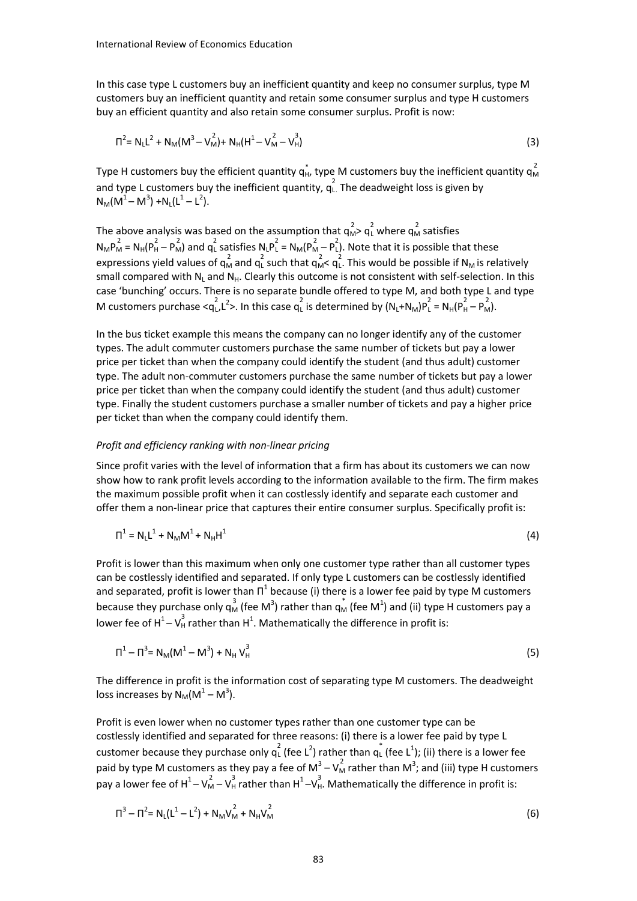In this case type L customers buy an inefficient quantity and keep no consumer surplus, type M customers buy an inefficient quantity and retain some consumer surplus and type H customers buy an efficient quantity and also retain some consumer surplus. Profit is now:

$$\Pi^2 = N_L L^2 + N_M(M^3 - V_M^2) + N_H(H^1 - V_M^2 - V_H^3) \tag{3}$$

Type H customers buy the efficient quantity $q_H^*$, type M customers buy the inefficient quantity $q_M^2$ and type L customers buy the inefficient quantity, $q_L^2$. The deadweight loss is given by $N_M(M^1 - M^3) + N_L(L^1 - L^2)$.

The above analysis was based on the assumption that $q_M^2 > q_L^2$ where $q_M^2$ satisfies $N_M P_M^2 = N_H(P_H^2 - P_M^2)$ and $q_L^2$ satisfies $N_L P_L^2 = N_M(P_M^2 - P_L^2)$. Note that it is possible that these expressions yield values of $q_M^2$ and $q_L^2$ such that $q_M^2 < q_L^2$. This would be possible if $N_M$ is relatively small compared with $N_L$ and $N_H$. Clearly this outcome is not consistent with self-selection. In this case 'bunching' occurs. There is no separate bundle offered to type M, and both type L and type M customers purchase $<q_L^2, L^2>$. In this case $q_L^2$ is determined by $(N_L + N_M)P_L^2 = N_H(P_H^2 - P_M^2)$.

In the bus ticket example this means the company can no longer identify any of the customer types. The adult commuter customers purchase the same number of tickets but pay a lower price per ticket than when the company could identify the student (and thus adult) customer type. The adult non-commuter customers purchase the same number of tickets but pay a lower price per ticket than when the company could identify the student (and thus adult) customer type. Finally the student customers purchase a smaller number of tickets and pay a higher price per ticket than when the company could identify them.

*Profit and efficiency ranking with non-linear pricing*

Since profit varies with the level of information that a firm has about its customers we can now show how to rank profit levels according to the information available to the firm. The firm makes the maximum possible profit when it can costlessly identify and separate each customer and offer them a non-linear price that captures their entire consumer surplus. Specifically profit is:

$$\Pi^1 = N_L L^1 + N_M M^1 + N_H H^1 \tag{4}$$

Profit is lower than this maximum when only one customer type rather than all customer types can be costlessly identified and separated. If only type L customers can be costlessly identified and separated, profit is lower than $\Pi^1$ because (i) there is a lower fee paid by type M customers because they purchase only $q_M^3$ (fee $M^3$) rather than $q_M^*$ (fee $M^1$) and (ii) type H customers pay a lower fee of $H^1 - V_H^3$ rather than $H^1$. Mathematically the difference in profit is:

$$\Pi^1 - \Pi^3 = N_M(M^1 - M^3) + N_H V_H^3 \tag{5}$$

The difference in profit is the information cost of separating type M customers. The deadweight loss increases by $N_M(M^1 - M^3)$.

Profit is even lower when no customer types rather than one customer type can be costlessly identified and separated for three reasons: (i) there is a lower fee paid by type L customer because they purchase only $q_L^2$ (fee $L^2$) rather than $q_L^*$ (fee $L^1$); (ii) there is a lower fee paid by type M customers as they pay a fee of $M^3 - V_M^2$ rather than $M^3$; and (iii) type H customers pay a lower fee of $H^1 - V_M^2 - V_H^3$ rather than $H^1 - V_H^3$. Mathematically the difference in profit is:

$$\Pi^3 - \Pi^2 = N_L(L^1 - L^2) + N_M V_M^2 + N_H V_M^2 \tag{6}$$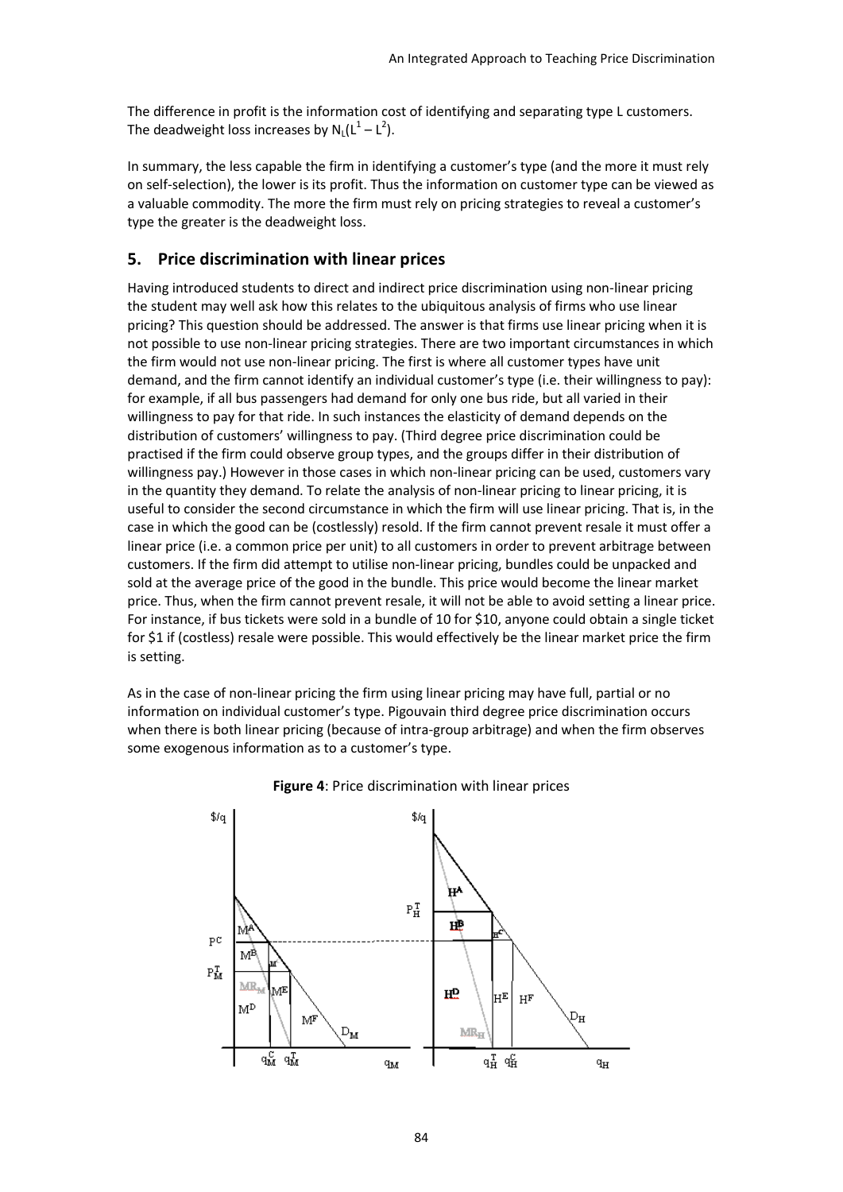The difference in profit is the information cost of identifying and separating type L customers. The deadweight loss increases by $N_L(L^1 - L^2)$.

In summary, the less capable the firm in identifying a customer's type (and the more it must rely on self-selection), the lower is its profit. Thus the information on customer type can be viewed as a valuable commodity. The more the firm must rely on pricing strategies to reveal a customer's type the greater is the deadweight loss.

## 5. Price discrimination with linear prices

Having introduced students to direct and indirect price discrimination using non-linear pricing the student may well ask how this relates to the ubiquitous analysis of firms who use linear pricing? This question should be addressed. The answer is that firms use linear pricing when it is not possible to use non-linear pricing strategies. There are two important circumstances in which the firm would not use non-linear pricing. The first is where all customer types have unit demand, and the firm cannot identify an individual customer's type (i.e. their willingness to pay): for example, if all bus passengers had demand for only one bus ride, but all varied in their willingness to pay for that ride. In such instances the elasticity of demand depends on the distribution of customers' willingness to pay. (Third degree price discrimination could be practised if the firm could observe group types, and the groups differ in their distribution of willingness pay.) However in those cases in which non-linear pricing can be used, customers vary in the quantity they demand. To relate the analysis of non-linear pricing to linear pricing, it is useful to consider the second circumstance in which the firm will use linear pricing. That is, in the case in which the good can be (costlessly) resold. If the firm cannot prevent resale it must offer a linear price (i.e. a common price per unit) to all customers in order to prevent arbitrage between customers. If the firm did attempt to utilise non-linear pricing, bundles could be unpacked and sold at the average price of the good in the bundle. This price would become the linear market price. Thus, when the firm cannot prevent resale, it will not be able to avoid setting a linear price. For instance, if bus tickets were sold in a bundle of 10 for $10, anyone could obtain a single ticket for $1 if (costless) resale were possible. This would effectively be the linear market price the firm is setting.

As in the case of non-linear pricing the firm using linear pricing may have full, partial or no information on individual customer's type. Pigouvain third degree price discrimination occurs when there is both linear pricing (because of intra-group arbitrage) and when the firm observes some exogenous information as to a customer's type.

**Figure 4**: Price discrimination with linear prices

$/q
$P^C$
$P^T_M$
$M^A$
$M^B$
$M^C$
$MR_M$
$M^D$
$M^E$
$M^F$
$D_M$
$q^C_M$ $q^T_M$
$q_M$

$/q
$P^T_H$
$H^A$
$H^B$
$H^C$
$H^D$
$H^E$
$H^F$
$D_H$
$MR_H$
$q^T_H$ $q^C_H$
$q_H$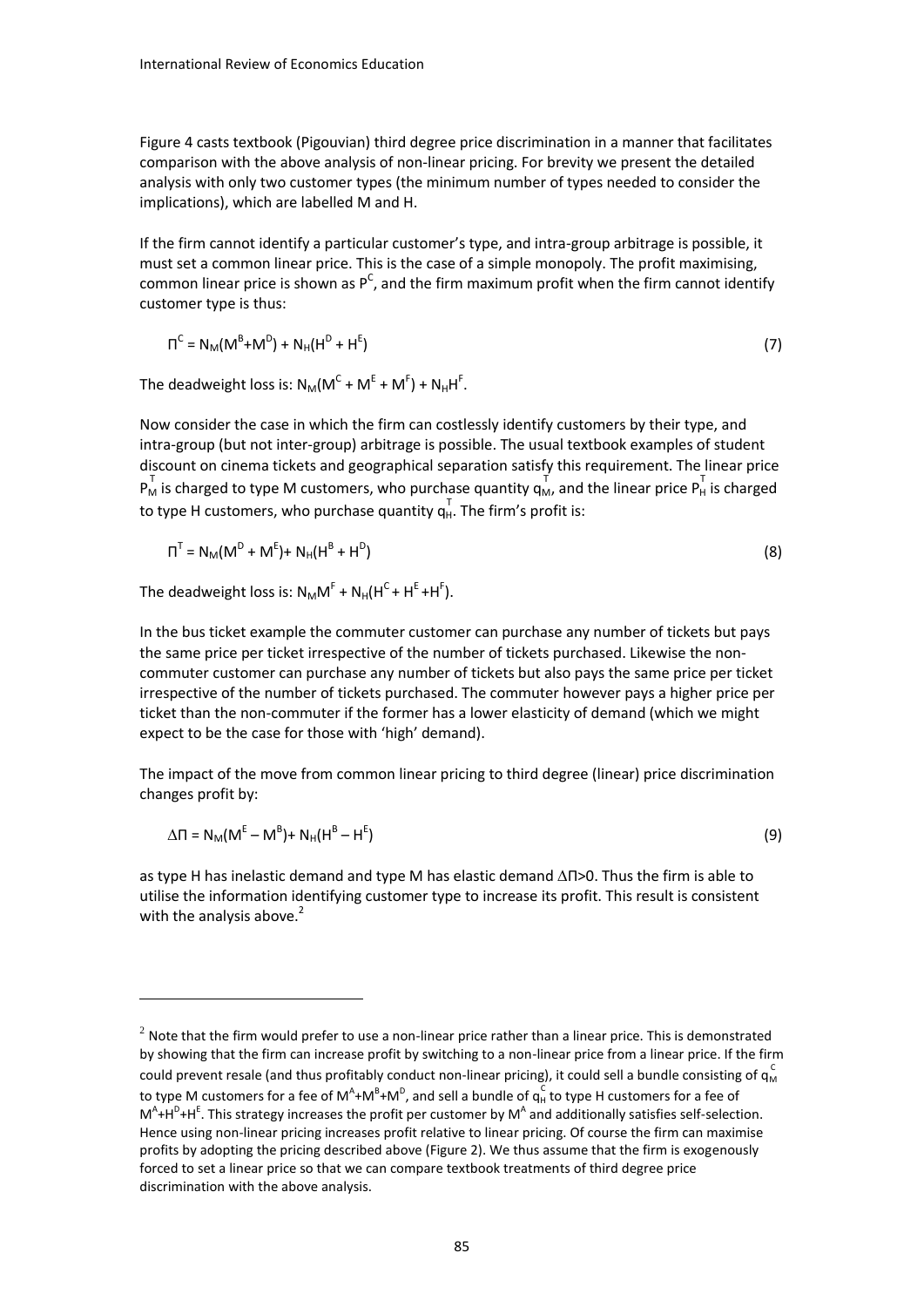Figure 4 casts textbook (Pigouvian) third degree price discrimination in a manner that facilitates comparison with the above analysis of non-linear pricing. For brevity we present the detailed analysis with only two customer types (the minimum number of types needed to consider the implications), which are labelled M and H.

If the firm cannot identify a particular customer's type, and intra-group arbitrage is possible, it must set a common linear price. This is the case of a simple monopoly. The profit maximising, common linear price is shown as $P^C$, and the firm maximum profit when the firm cannot identify customer type is thus:

$$\Pi^C = N_M(M^B+M^D) + N_H(H^D + H^E) \tag{7}$$

The deadweight loss is: $N_M(M^C + M^E + M^F) + N_H H^F$.

Now consider the case in which the firm can costlessly identify customers by their type, and intra-group (but not inter-group) arbitrage is possible. The usual textbook examples of student discount on cinema tickets and geographical separation satisfy this requirement. The linear price $P_M^T$ is charged to type M customers, who purchase quantity $q_M^T$, and the linear price $P_H^T$ is charged to type H customers, who purchase quantity $q_H^T$. The firm's profit is:

$$\Pi^T = N_M(M^D + M^E)+ N_H(H^B + H^D) \tag{8}$$

The deadweight loss is: $N_M M^F + N_H(H^C + H^E + H^F)$.

In the bus ticket example the commuter customer can purchase any number of tickets but pays the same price per ticket irrespective of the number of tickets purchased. Likewise the non-commuter customer can purchase any number of tickets but also pays the same price per ticket irrespective of the number of tickets purchased. The commuter however pays a higher price per ticket than the non-commuter if the former has a lower elasticity of demand (which we might expect to be the case for those with 'high' demand).

The impact of the move from common linear pricing to third degree (linear) price discrimination changes profit by:

$$\Delta\Pi = N_M(M^E – M^B)+ N_H(H^B – H^E) \tag{9}$$

as type H has inelastic demand and type M has elastic demand $\Delta\Pi>0$. Thus the firm is able to utilise the information identifying customer type to increase its profit. This result is consistent with the analysis above.[2]

---

[2] Note that the firm would prefer to use a non-linear price rather than a linear price. This is demonstrated by showing that the firm can increase profit by switching to a non-linear price from a linear price. If the firm could prevent resale (and thus profitably conduct non-linear pricing), it could sell a bundle consisting of $q_M^C$ to type M customers for a fee of $M^A+M^B+M^D$, and sell a bundle of $q_H^C$ to type H customers for a fee of $M^A+H^D+H^E$. This strategy increases the profit per customer by $M^A$ and additionally satisfies self-selection. Hence using non-linear pricing increases profit relative to linear pricing. Of course the firm can maximise profits by adopting the pricing described above (Figure 2). We thus assume that the firm is exogenously forced to set a linear price so that we can compare textbook treatments of third degree price discrimination with the above analysis.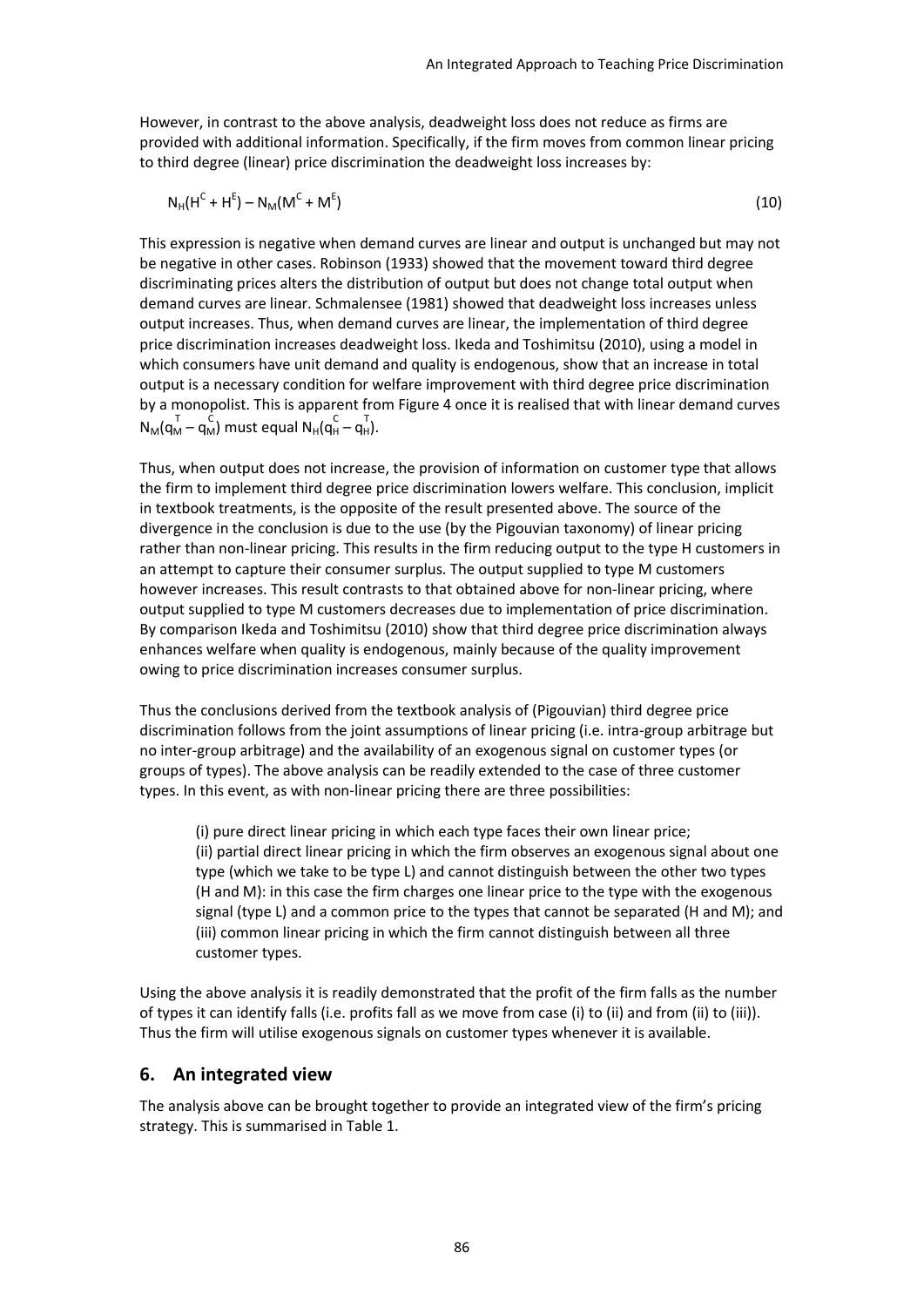However, in contrast to the above analysis, deadweight loss does not reduce as firms are provided with additional information. Specifically, if the firm moves from common linear pricing to third degree (linear) price discrimination the deadweight loss increases by:

$$N_H(H^C + H^E) – N_M(M^C + M^E) \tag{10}$$

This expression is negative when demand curves are linear and output is unchanged but may not be negative in other cases. Robinson (1933) showed that the movement toward third degree discriminating prices alters the distribution of output but does not change total output when demand curves are linear. Schmalensee (1981) showed that deadweight loss increases unless output increases. Thus, when demand curves are linear, the implementation of third degree price discrimination increases deadweight loss. Ikeda and Toshimitsu (2010), using a model in which consumers have unit demand and quality is endogenous, show that an increase in total output is a necessary condition for welfare improvement with third degree price discrimination by a monopolist. This is apparent from Figure 4 once it is realised that with linear demand curves $N_M(q_M^T – q_M^C)$ must equal $N_H(q_H^C – q_H^T)$.

Thus, when output does not increase, the provision of information on customer type that allows the firm to implement third degree price discrimination lowers welfare. This conclusion, implicit in textbook treatments, is the opposite of the result presented above. The source of the divergence in the conclusion is due to the use (by the Pigouvian taxonomy) of linear pricing rather than non-linear pricing. This results in the firm reducing output to the type H customers in an attempt to capture their consumer surplus. The output supplied to type M customers however increases. This result contrasts to that obtained above for non-linear pricing, where output supplied to type M customers decreases due to implementation of price discrimination. By comparison Ikeda and Toshimitsu (2010) show that third degree price discrimination always enhances welfare when quality is endogenous, mainly because of the quality improvement owing to price discrimination increases consumer surplus.

Thus the conclusions derived from the textbook analysis of (Pigouvian) third degree price discrimination follows from the joint assumptions of linear pricing (i.e. intra-group arbitrage but no inter-group arbitrage) and the availability of an exogenous signal on customer types (or groups of types). The above analysis can be readily extended to the case of three customer types. In this event, as with non-linear pricing there are three possibilities:

(i) pure direct linear pricing in which each type faces their own linear price;
(ii) partial direct linear pricing in which the firm observes an exogenous signal about one type (which we take to be type L) and cannot distinguish between the other two types (H and M): in this case the firm charges one linear price to the type with the exogenous signal (type L) and a common price to the types that cannot be separated (H and M); and
(iii) common linear pricing in which the firm cannot distinguish between all three customer types.

Using the above analysis it is readily demonstrated that the profit of the firm falls as the number of types it can identify falls (i.e. profits fall as we move from case (i) to (ii) and from (ii) to (iii)). Thus the firm will utilise exogenous signals on customer types whenever it is available.

## 6. An integrated view

The analysis above can be brought together to provide an integrated view of the firm's pricing strategy. This is summarised in Table 1.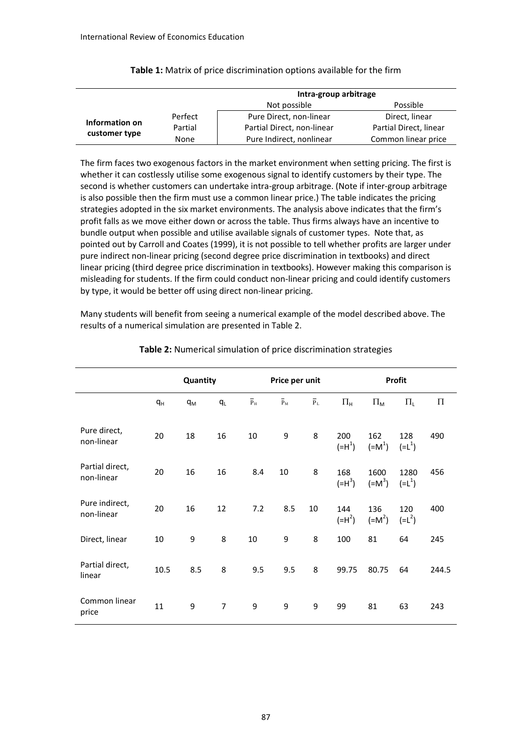**Table 1:** Matrix of price discrimination options available for the firm

| | | Intra-group arbitrage | |
|---|---|---|---|
| | | Not possible | Possible |
| **Information on customer type** | Perfect | Pure Direct, non-linear | Direct, linear |
| | Partial | Partial Direct, non-linear | Partial Direct, linear |
| | None | Pure Indirect, nonlinear | Common linear price |

The firm faces two exogenous factors in the market environment when setting pricing. The first is whether it can costlessly utilise some exogenous signal to identify customers by their type. The second is whether customers can undertake intra-group arbitrage. (Note if inter-group arbitrage is also possible then the firm must use a common linear price.) The table indicates the pricing strategies adopted in the six market environments. The analysis above indicates that the firm's profit falls as we move either down or across the table. Thus firms always have an incentive to bundle output when possible and utilise available signals of customer types. Note that, as pointed out by Carroll and Coates (1999), it is not possible to tell whether profits are larger under pure indirect non-linear pricing (second degree price discrimination in textbooks) and direct linear pricing (third degree price discrimination in textbooks). However making this comparison is misleading for students. If the firm could conduct non-linear pricing and could identify customers by type, it would be better off using direct non-linear pricing.

Many students will benefit from seeing a numerical example of the model described above. The results of a numerical simulation are presented in Table 2.

**Table 2:** Numerical simulation of price discrimination strategies

| | Quantity | | | Price per unit | | | Profit | | | |
|---|---|---|---|---|---|---|---|---|---|---|
| | $q_H$ | $q_M$ | $q_L$ | $\bar{p}_H$ | $\bar{p}_M$ | $\bar{p}_L$ | $\Pi_H$ | $\Pi_M$ | $\Pi_L$ | $\Pi$ |
| Pure direct, non-linear | 20 | 18 | 16 | 10 | 9 | 8 | 200 ($=H^1$) | 162 ($=M^1$) | 128 ($=L^1$) | 490 |
| Partial direct, non-linear | 20 | 16 | 16 | 8.4 | 10 | 8 | 168 ($=H^3$) | 1600 ($=M^3$) | 1280 ($=L^1$) | 456 |
| Pure indirect, non-linear | 20 | 16 | 12 | 7.2 | 8.5 | 10 | 144 ($=H^2$) | 136 ($=M^2$) | 120 ($=L^2$) | 400 |
| Direct, linear | 10 | 9 | 8 | 10 | 9 | 8 | 100 | 81 | 64 | 245 |
| Partial direct, linear | 10.5 | 8.5 | 8 | 9.5 | 9.5 | 8 | 99.75 | 80.75 | 64 | 244.5 |
| Common linear price | 11 | 9 | 7 | 9 | 9 | 9 | 99 | 81 | 63 | 243 |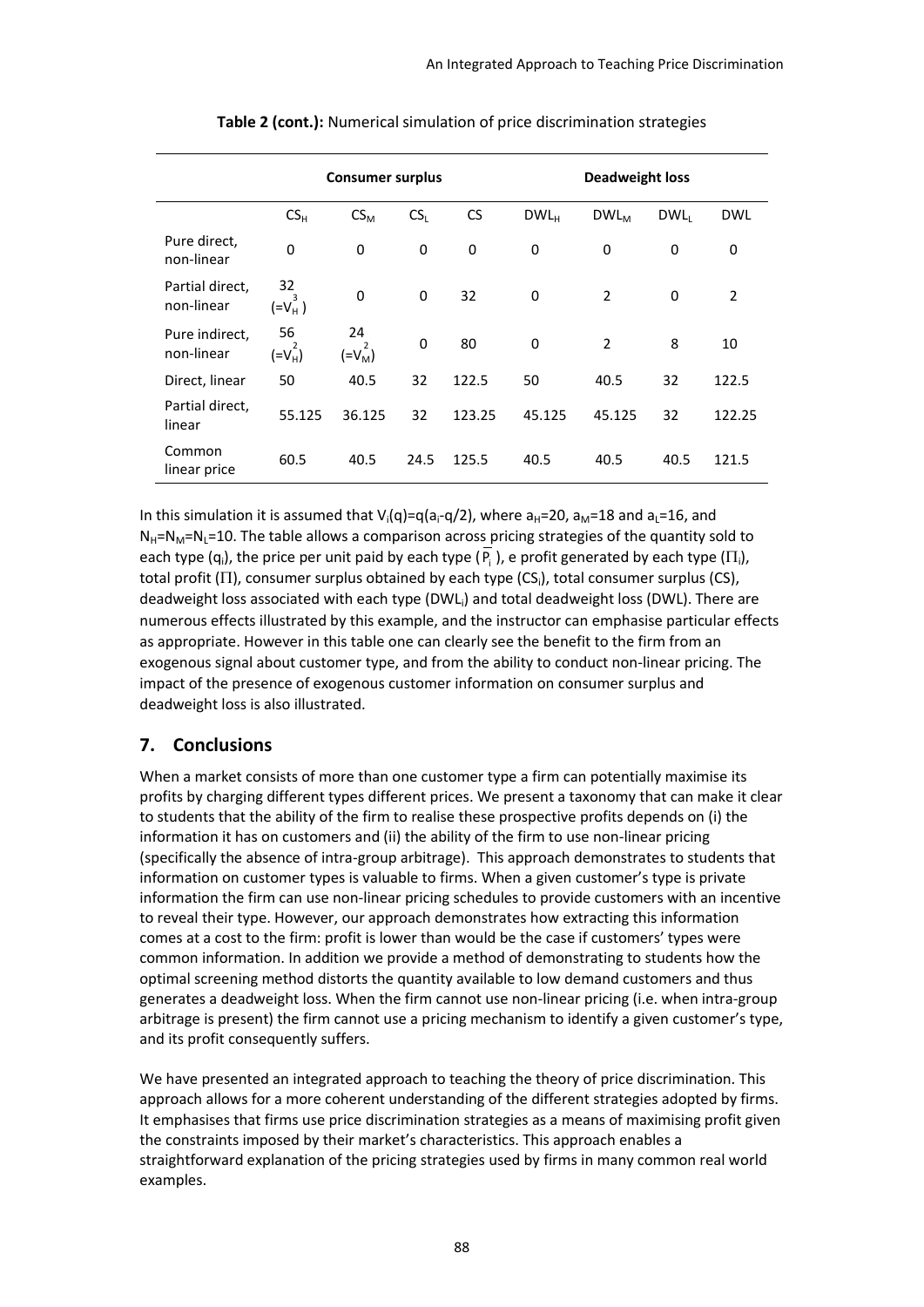**Table 2 (cont.):** Numerical simulation of price discrimination strategies

| | Consumer surplus | | | | Deadweight loss | | | |
|---|---|---|---|---|---|---|---|---|
| | $CS_H$ | $CS_M$ | $CS_L$ | CS | $DWL_H$ | $DWL_M$ | $DWL_L$ | DWL |
| Pure direct, non-linear | 0 | 0 | 0 | 0 | 0 | 0 | 0 | 0 |
| Partial direct, non-linear | 32 ($=V_H^3$) | 0 | 0 | 32 | 0 | 2 | 0 | 2 |
| Pure indirect, non-linear | 56 ($=V_H^2$) | 24 ($=V_M^2$) | 0 | 80 | 0 | 2 | 8 | 10 |
| Direct, linear | 50 | 40.5 | 32 | 122.5 | 50 | 40.5 | 32 | 122.5 |
| Partial direct, linear | 55.125 | 36.125 | 32 | 123.25 | 45.125 | 45.125 | 32 | 122.25 |
| Common linear price | 60.5 | 40.5 | 24.5 | 125.5 | 40.5 | 40.5 | 40.5 | 121.5 |

In this simulation it is assumed that $V_i(q)=q(a_i-q/2)$, where $a_H=20$, $a_M=18$ and $a_L=16$, and $N_H=N_M=N_L=10$. The table allows a comparison across pricing strategies of the quantity sold to each type ($q_i$), the price per unit paid by each type ($\overline{P_i}$), e profit generated by each type ($\Pi_i$), total profit ($\Pi$), consumer surplus obtained by each type ($CS_i$), total consumer surplus (CS), deadweight loss associated with each type ($DWL_i$) and total deadweight loss (DWL). There are numerous effects illustrated by this example, and the instructor can emphasise particular effects as appropriate. However in this table one can clearly see the benefit to the firm from an exogenous signal about customer type, and from the ability to conduct non-linear pricing. The impact of the presence of exogenous customer information on consumer surplus and deadweight loss is also illustrated.

## 7. Conclusions

When a market consists of more than one customer type a firm can potentially maximise its profits by charging different types different prices. We present a taxonomy that can make it clear to students that the ability of the firm to realise these prospective profits depends on (i) the information it has on customers and (ii) the ability of the firm to use non-linear pricing (specifically the absence of intra-group arbitrage). This approach demonstrates to students that information on customer types is valuable to firms. When a given customer's type is private information the firm can use non-linear pricing schedules to provide customers with an incentive to reveal their type. However, our approach demonstrates how extracting this information comes at a cost to the firm: profit is lower than would be the case if customers' types were common information. In addition we provide a method of demonstrating to students how the optimal screening method distorts the quantity available to low demand customers and thus generates a deadweight loss. When the firm cannot use non-linear pricing (i.e. when intra-group arbitrage is present) the firm cannot use a pricing mechanism to identify a given customer's type, and its profit consequently suffers.

We have presented an integrated approach to teaching the theory of price discrimination. This approach allows for a more coherent understanding of the different strategies adopted by firms. It emphasises that firms use price discrimination strategies as a means of maximising profit given the constraints imposed by their market's characteristics. This approach enables a straightforward explanation of the pricing strategies used by firms in many common real world examples.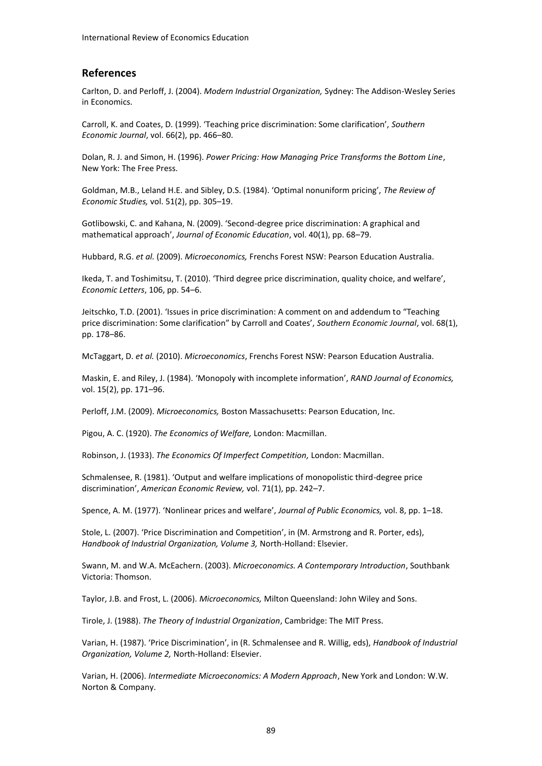## References

Carlton, D. and Perloff, J. (2004). *Modern Industrial Organization,* Sydney: The Addison-Wesley Series in Economics.

Carroll, K. and Coates, D. (1999). 'Teaching price discrimination: Some clarification', *Southern Economic Journal*, vol. 66(2), pp. 466–80.

Dolan, R. J. and Simon, H. (1996). *Power Pricing: How Managing Price Transforms the Bottom Line*, New York: The Free Press.

Goldman, M.B., Leland H.E. and Sibley, D.S. (1984). 'Optimal nonuniform pricing', *The Review of Economic Studies,* vol. 51(2), pp. 305–19.

Gotlibowski, C. and Kahana, N. (2009). 'Second-degree price discrimination: A graphical and mathematical approach', *Journal of Economic Education*, vol. 40(1), pp. 68–79.

Hubbard, R.G. *et al.* (2009). *Microeconomics,* Frenchs Forest NSW: Pearson Education Australia.

Ikeda, T. and Toshimitsu, T. (2010). 'Third degree price discrimination, quality choice, and welfare', *Economic Letters*, 106, pp. 54–6.

Jeitschko, T.D. (2001). 'Issues in price discrimination: A comment on and addendum to "Teaching price discrimination: Some clarification" by Carroll and Coates', *Southern Economic Journal*, vol. 68(1), pp. 178–86.

McTaggart, D. *et al.* (2010). *Microeconomics*, Frenchs Forest NSW: Pearson Education Australia.

Maskin, E. and Riley, J. (1984). 'Monopoly with incomplete information', *RAND Journal of Economics,* vol. 15(2), pp. 171–96.

Perloff, J.M. (2009). *Microeconomics,* Boston Massachusetts: Pearson Education, Inc.

Pigou, A. C. (1920). *The Economics of Welfare,* London: Macmillan.

Robinson, J. (1933). *The Economics Of Imperfect Competition,* London: Macmillan.

Schmalensee, R. (1981). 'Output and welfare implications of monopolistic third-degree price discrimination', *American Economic Review,* vol. 71(1), pp. 242–7.

Spence, A. M. (1977). 'Nonlinear prices and welfare', *Journal of Public Economics,* vol. 8, pp. 1–18.

Stole, L. (2007). 'Price Discrimination and Competition', in (M. Armstrong and R. Porter, eds), *Handbook of Industrial Organization, Volume 3,* North-Holland: Elsevier.

Swann, M. and W.A. McEachern. (2003). *Microeconomics. A Contemporary Introduction*, Southbank Victoria: Thomson.

Taylor, J.B. and Frost, L. (2006). *Microeconomics,* Milton Queensland: John Wiley and Sons.

Tirole, J. (1988). *The Theory of Industrial Organization*, Cambridge: The MIT Press.

Varian, H. (1987). 'Price Discrimination', in (R. Schmalensee and R. Willig, eds), *Handbook of Industrial Organization, Volume 2,* North-Holland: Elsevier.

Varian, H. (2006). *Intermediate Microeconomics: A Modern Approach*, New York and London: W.W. Norton & Company.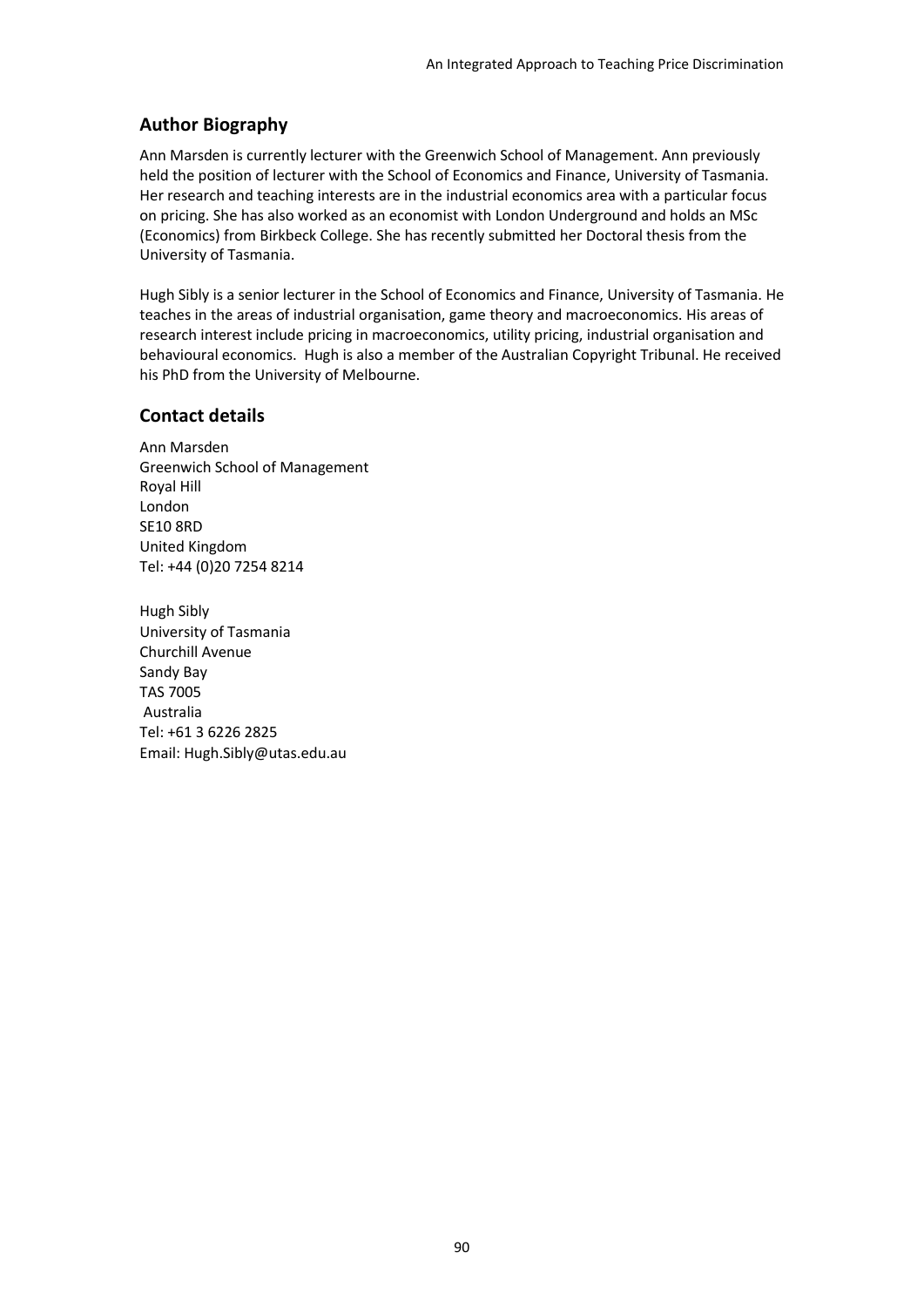## Author Biography

Ann Marsden is currently lecturer with the Greenwich School of Management. Ann previously held the position of lecturer with the School of Economics and Finance, University of Tasmania. Her research and teaching interests are in the industrial economics area with a particular focus on pricing. She has also worked as an economist with London Underground and holds an MSc (Economics) from Birkbeck College. She has recently submitted her Doctoral thesis from the University of Tasmania.

Hugh Sibly is a senior lecturer in the School of Economics and Finance, University of Tasmania. He teaches in the areas of industrial organisation, game theory and macroeconomics. His areas of research interest include pricing in macroeconomics, utility pricing, industrial organisation and behavioural economics. Hugh is also a member of the Australian Copyright Tribunal. He received his PhD from the University of Melbourne.

## Contact details

Ann Marsden  
Greenwich School of Management  
Royal Hill  
London  
SE10 8RD  
United Kingdom  
Tel: +44 (0)20 7254 8214

Hugh Sibly  
University of Tasmania  
Churchill Avenue  
Sandy Bay  
TAS 7005  
Australia  
Tel: +61 3 6226 2825  
Email: Hugh.Sibly@utas.edu.au